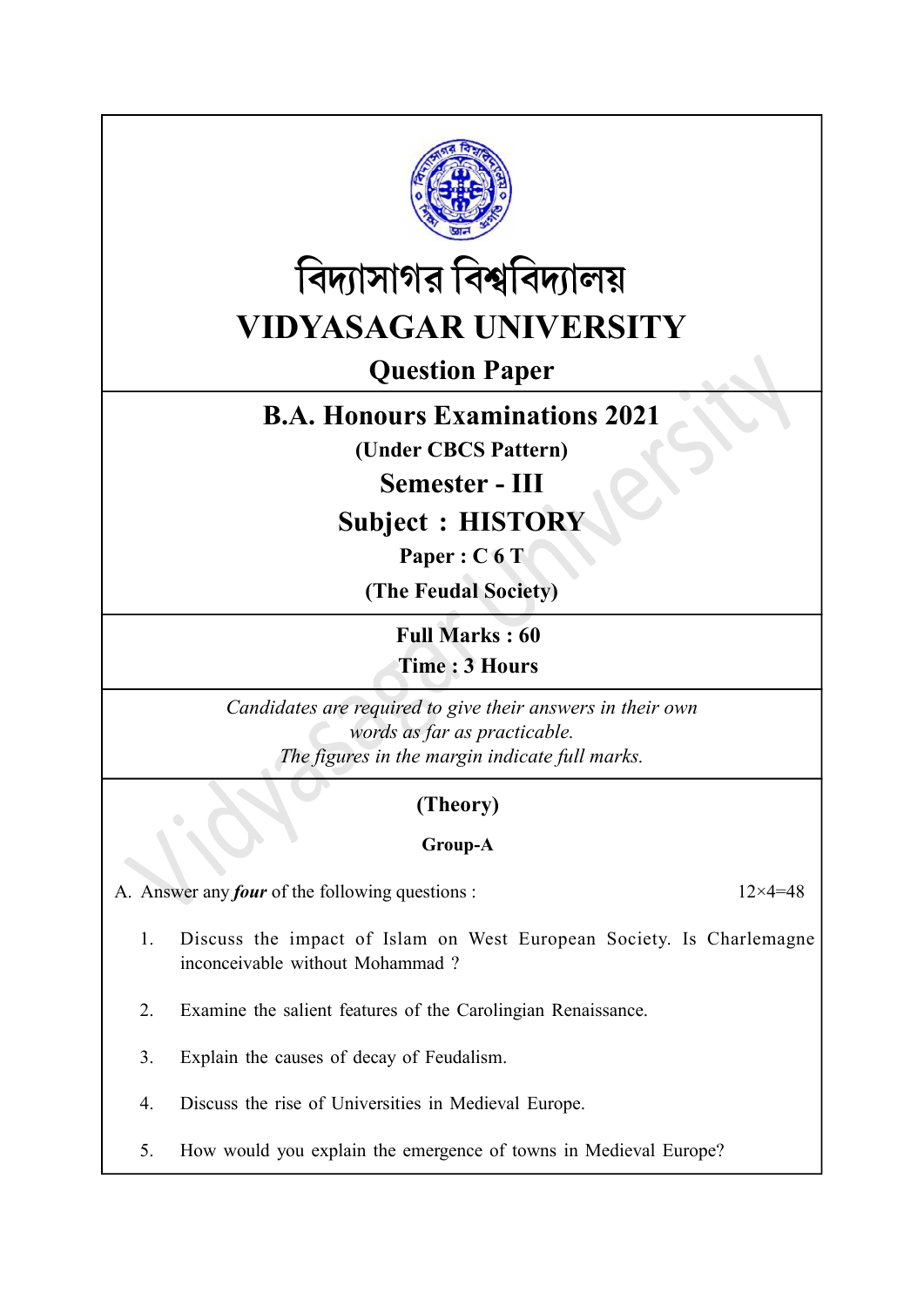# বিদ্যাসাগর বিশ্ববিদ্যালয়

# VIDYASAGAR UNIVERSITY

## Question Paper

## B.A. Honours Examinations 2021

**(Under CBCS Pattern)**

## Semester - III

## Subject : HISTORY

**Paper : C 6 T**

**(The Feudal Society)**

**Full Marks : 60**

**Time : 3 Hours**

*Candidates are required to give their answers in their own words as far as practicable.*

*The figures in the margin indicate full marks.*

### (Theory)

#### Group-A

A. Answer any ***four*** of the following questions : 12×4=48

1. Discuss the impact of Islam on West European Society. Is Charlemagne inconceivable without Mohammad ?

2. Examine the salient features of the Carolingian Renaissance.

3. Explain the causes of decay of Feudalism.

4. Discuss the rise of Universities in Medieval Europe.

5. How would you explain the emergence of towns in Medieval Europe?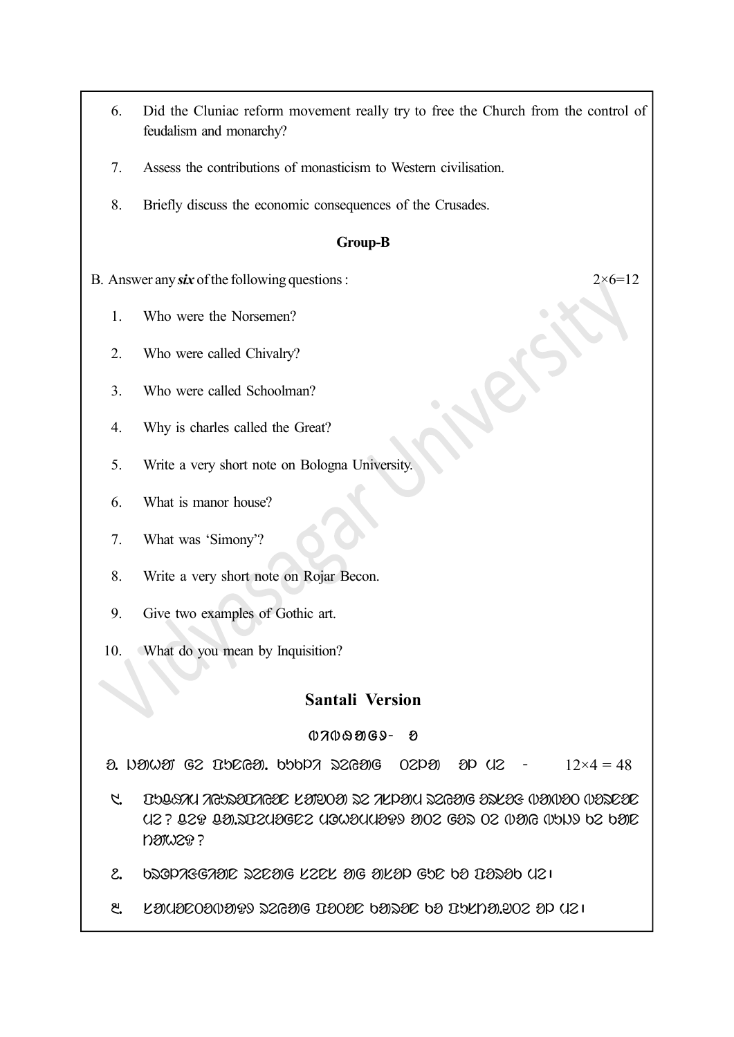6. Did the Cluniac reform movement really try to free the Church from the control of feudalism and monarchy?

7. Assess the contributions of monasticism to Western civilisation.

8. Briefly discuss the economic consequences of the Crusades.

**Group-B**

B. Answer any ***six*** of the following questions : 2×6=12

1. Who were the Norsemen?

2. Who were called Chivalry?

3. Who were called Schoolman?

4. Why is charles called the Great?

5. Write a very short note on Bologna University.

6. What is manor house?

7. What was 'Simony'?

8. Write a very short note on Rojar Becon.

9. Give two examples of Gothic art.

10. What do you mean by Inquisition?

## Santali Version

**ᱜᱷᱟᱨᱚᱸᱡᱽ- ᱟ**

ᱟ. ᱡᱟᱦᱟᱸ ᱜᱮ ᱯᱩᱱᱟᱹ. ᱠᱩᱠᱞᱤ ᱨᱮᱭᱟᱜ ᱛᱮᱞᱟ ᱮᱢ ᱢᱮ - 12×4 = 48

᱑. ᱠᱞᱩᱱᱤᱭᱟᱠ ᱥᱩᱫᱷᱨᱟᱹᱣ ᱦᱩᱲᱟᱹᱜ ᱪᱮᱫ ᱥᱟᱨᱤ ᱜᱮ ᱜᱤᱨᱡᱟᱹ ᱠᱚ ᱥᱟᱢᱟᱱᱛ ᱨᱮᱭᱟᱜ ᱟᱹᱭᱫᱟᱹᱨ ᱠᱷᱚᱱ ᱟᱡᱟᱫ ᱮᱢ ᱨᱮ ᱠᱩᱨᱩᱢᱩᱴᱩ ᱞᱮᱫᱟ ?

᱒. ᱢᱚᱱᱟᱥᱴᱤᱥᱤᱡᱽᱢ ᱨᱮᱭᱟᱜ ᱠᱟᱹᱢᱤ ᱫᱚ ᱯᱟᱪᱮ ᱫᱤᱥᱚᱢ ᱵᱷᱤᱛᱨᱤ ᱨᱮ ᱮᱢ ᱢᱮ ᱾

᱓. ᱠᱨᱩᱥᱮᱰ ᱨᱮᱭᱟᱜ ᱟᱨᱛᱷᱤᱠ ᱚᱨᱥᱚᱝ ᱵᱟᱵᱚᱛ ᱠᱷᱟᱴᱚ ᱛᱮ ᱚᱞ ᱢᱮ ᱾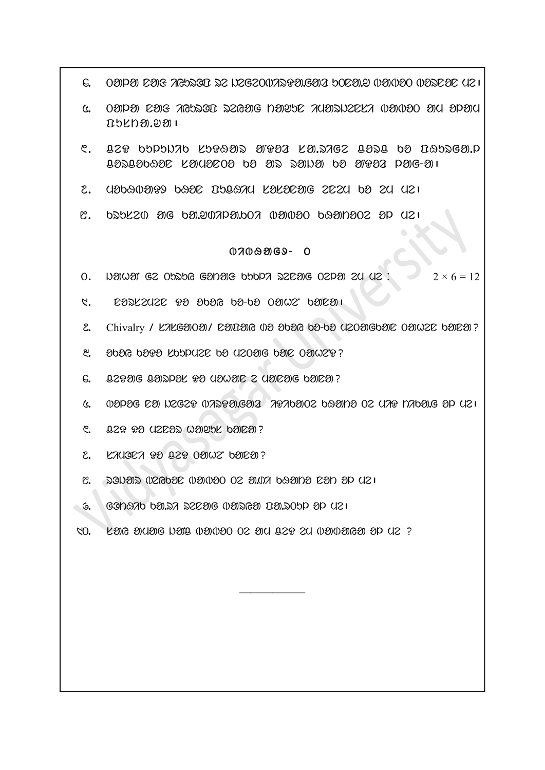2 × 6 = 12

Chivalry /